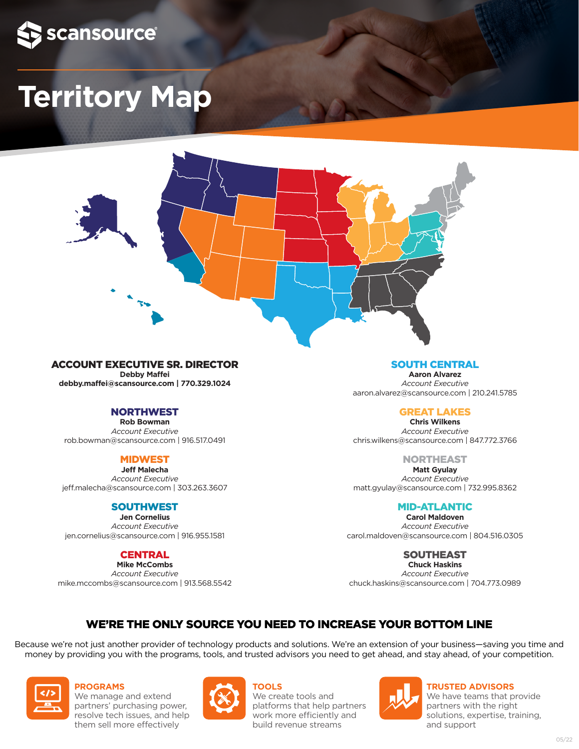scansource

# Territory Map

## ACCOUNT EXECUTIVE SR. DIRECTOR

**Debby Maffei**
**debby.maffei@scansource.com | 770.329.1024**

### NORTHWEST

**Rob Bowman**
*Account Executive*
rob.bowman@scansource.com | 916.517.0491

### MIDWEST

**Jeff Malecha**
*Account Executive*
jeff.malecha@scansource.com | 303.263.3607

### SOUTHWEST

**Jen Cornelius**
*Account Executive*
jen.cornelius@scansource.com | 916.955.1581

### CENTRAL

**Mike McCombs**
*Account Executive*
mike.mccombs@scansource.com | 913.568.5542

### SOUTH CENTRAL

**Aaron Alvarez**
*Account Executive*
aaron.alvarez@scansource.com | 210.241.5785

### GREAT LAKES

**Chris Wilkens**
*Account Executive*
chris.wilkens@scansource.com | 847.772.3766

### NORTHEAST

**Matt Gyulay**
*Account Executive*
matt.gyulay@scansource.com | 732.995.8362

### MID-ATLANTIC

**Carol Maldoven**
*Account Executive*
carol.maldoven@scansource.com | 804.516.0305

### SOUTHEAST

**Chuck Haskins**
*Account Executive*
chuck.haskins@scansource.com | 704.773.0989

## WE'RE THE ONLY SOURCE YOU NEED TO INCREASE YOUR BOTTOM LINE

Because we're not just another provider of technology products and solutions. We're an extension of your business—saving you time and money by providing you with the programs, tools, and trusted advisors you need to get ahead, and stay ahead, of your competition.

**PROGRAMS**
We manage and extend partners' purchasing power, resolve tech issues, and help them sell more effectively

**TOOLS**
We create tools and platforms that help partners work more efficiently and build revenue streams

**TRUSTED ADVISORS**
We have teams that provide partners with the right solutions, expertise, training, and support

05/22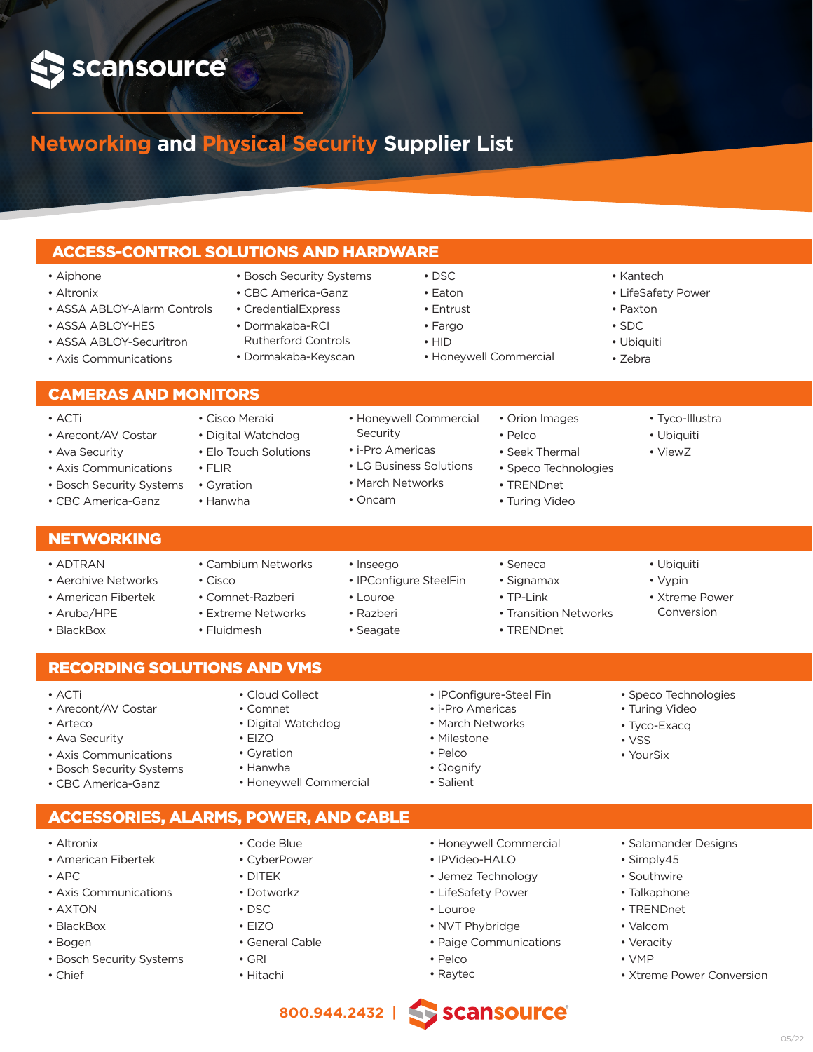# Networking and Physical Security Supplier List

## ACCESS-CONTROL SOLUTIONS AND HARDWARE

- Aiphone
- Altronix
- ASSA ABLOY-Alarm Controls
- ASSA ABLOY-HES
- ASSA ABLOY-Securitron
- Axis Communications
- Bosch Security Systems
- CBC America-Ganz
- CredentialExpress
- Dormakaba-RCI Rutherford Controls
- Dormakaba-Keyscan
- DSC
- Eaton
- Entrust
- Fargo
- HID
- Honeywell Commercial
- Kantech
- LifeSafety Power
- Paxton
- SDC
- Ubiquiti
- Zebra

## CAMERAS AND MONITORS

- ACTi
- Arecont/AV Costar
- Ava Security
- Axis Communications
- Bosch Security Systems
- CBC America-Ganz
- Cisco Meraki
- Digital Watchdog
- Elo Touch Solutions
- FLIR
- Gyration
- Hanwha
- Honeywell Commercial Security
- i-Pro Americas
- LG Business Solutions
- March Networks
- Oncam
- Orion Images
- Pelco
- Seek Thermal
- Speco Technologies
- TRENDnet
- Turing Video
- Tyco-Illustra
- Ubiquiti
- ViewZ

## NETWORKING

- ADTRAN
- Aerohive Networks
- American Fibertek
- Aruba/HPE
- BlackBox
- Cambium Networks
- Cisco
- Comnet-Razberi
- Extreme Networks
- Fluidmesh
- Inseego
- IPConfigure SteelFin
- Louroe
- Razberi
- Seagate
- Seneca
- Signamax
- TP-Link
- Transition Networks
- TRENDnet
- Ubiquiti
- Vypin
- Xtreme Power Conversion

## RECORDING SOLUTIONS AND VMS

- ACTi
- Arecont/AV Costar
- Arteco
- Ava Security
- Axis Communications
- Bosch Security Systems
- CBC America-Ganz
- Cloud Collect
- Comnet
- Digital Watchdog
- EIZO
- Gyration
- Hanwha
- Honeywell Commercial
- IPConfigure-Steel Fin
- i-Pro Americas
- March Networks
- Milestone
- Pelco
- Qognify
- Salient
- Speco Technologies
- Turing Video
- Tyco-Exacq
- VSS
- YourSix

## ACCESSORIES, ALARMS, POWER, AND CABLE

- Altronix
- American Fibertek
- APC
- Axis Communications
- AXTON
- BlackBox
- Bogen
- Bosch Security Systems
- Chief
- Code Blue
- CyberPower
- DITEK
- Dotworkz
- DSC
- EIZO
- General Cable
- GRI
- Hitachi
- Honeywell Commercial
- IPVideo-HALO
- Jemez Technology
- LifeSafety Power
- Louroe
- NVT Phybridge
- Paige Communications
- Pelco
- Raytec
- Salamander Designs
- Simply45
- Southwire
- Talkaphone
- TRENDnet
- Valcom
- Veracity
- VMP
- Xtreme Power Conversion

800.944.2432 | scansource

05/22